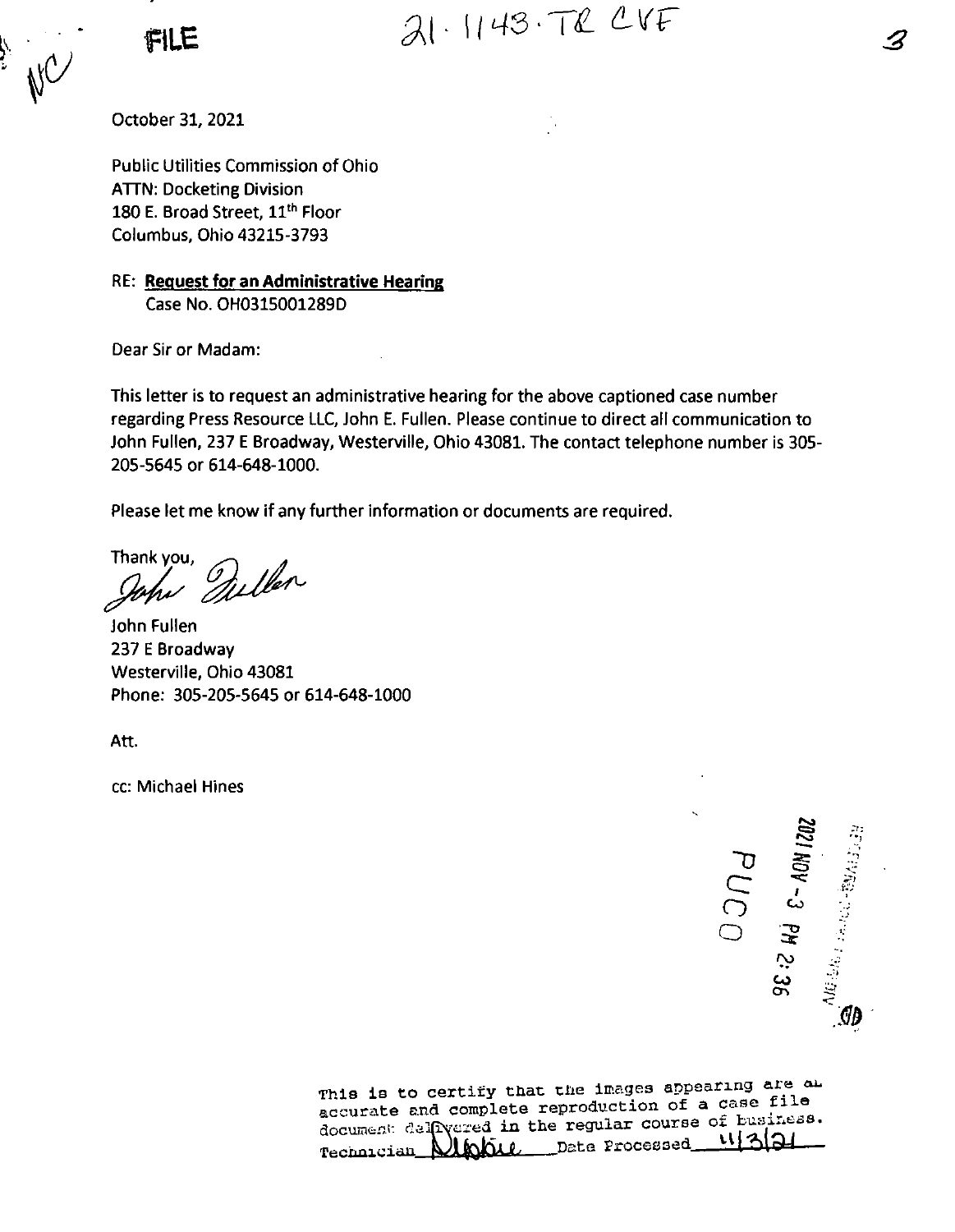FILE

21-1143-TR CVF

October 31, 2021

Public Utilities Commission of Ohio
ATTN: Docketing Division
180 E. Broad Street, 11th Floor
Columbus, Ohio 43215-3793

RE: **Request for an Administrative Hearing**
Case No. OH0315001289D

Dear Sir or Madam:

This letter is to request an administrative hearing for the above captioned case number regarding Press Resource LLC, John E. Fullen. Please continue to direct all communication to John Fullen, 237 E Broadway, Westerville, Ohio 43081. The contact telephone number is 305-205-5645 or 614-648-1000.

Please let me know if any further information or documents are required.

Thank you,

John Fullen

John Fullen
237 E Broadway
Westerville, Ohio 43081
Phone: 305-205-5645 or 614-648-1000

Att.

cc: Michael Hines

2021 NOV -3 PM 2:36

PUCO

This is to certify that the images appearing are an accurate and complete reproduction of a case file document delivered in the regular course of business.
Technician Debbie Date Processed 11/3/21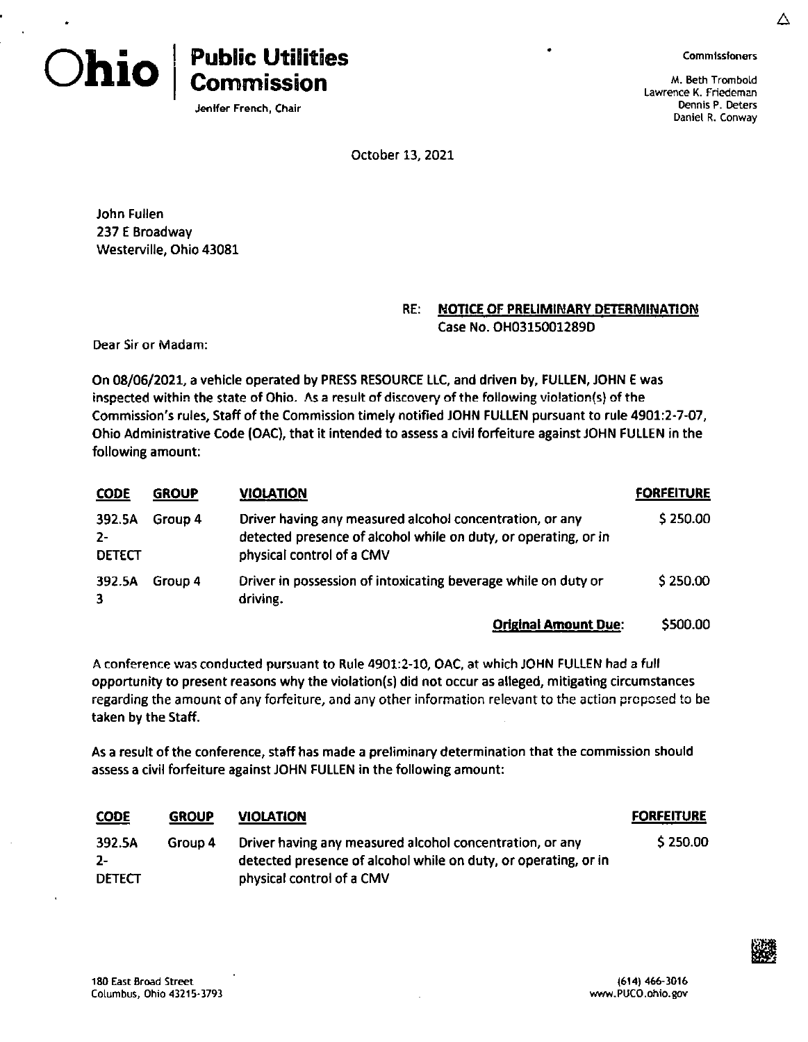# Ohio | Public Utilities Commission

Jenifer French, Chair

Commissioners

M. Beth Trombold
Lawrence K. Friedeman
Dennis P. Deters
Daniel R. Conway

October 13, 2021

John Fullen
237 E Broadway
Westerville, Ohio 43081

RE: **NOTICE OF PRELIMINARY DETERMINATION**
**Case No. OH0315001289D**

Dear Sir or Madam:

On 08/06/2021, a vehicle operated by PRESS RESOURCE LLC, and driven by, FULLEN, JOHN E was inspected within the state of Ohio. As a result of discovery of the following violation(s) of the Commission's rules, Staff of the Commission timely notified JOHN FULLEN pursuant to rule 4901:2-7-07, Ohio Administrative Code (OAC), that it intended to assess a civil forfeiture against JOHN FULLEN in the following amount:

| CODE | GROUP | VIOLATION | FORFEITURE |
|---|---|---|---|
| 392.5A 2-DETECT | Group 4 | Driver having any measured alcohol concentration, or any detected presence of alcohol while on duty, or operating, or in physical control of a CMV | $ 250.00 |
| 392.5A 3 | Group 4 | Driver in possession of intoxicating beverage while on duty or driving. | $ 250.00 |
| | | **Original Amount Due:** | $500.00 |

A conference was conducted pursuant to Rule 4901:2-10, OAC, at which JOHN FULLEN had a full opportunity to present reasons why the violation(s) did not occur as alleged, mitigating circumstances regarding the amount of any forfeiture, and any other information relevant to the action proposed to be taken by the Staff.

As a result of the conference, staff has made a preliminary determination that the commission should assess a civil forfeiture against JOHN FULLEN in the following amount:

| CODE | GROUP | VIOLATION | FORFEITURE |
|---|---|---|---|
| 392.5A 2-DETECT | Group 4 | Driver having any measured alcohol concentration, or any detected presence of alcohol while on duty, or operating, or in physical control of a CMV | $ 250.00 |

180 East Broad Street
Columbus, Ohio 43215-3793

(614) 466-3016
www.PUCO.ohio.gov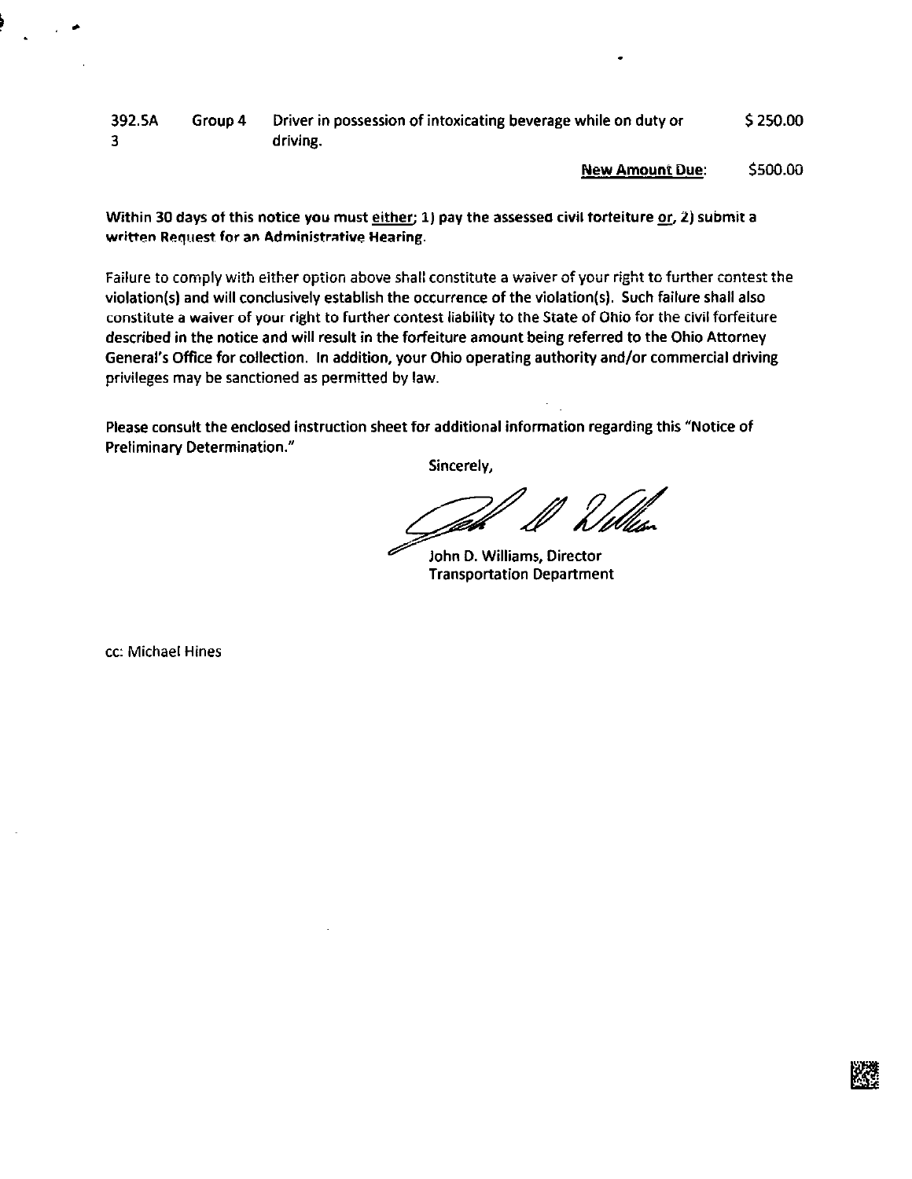| | | | |
|---|---|---|---|
| 392.5A 3 | Group 4 | Driver in possession of intoxicating beverage while on duty or driving. | $ 250.00 |
| | | **New Amount Due**: | $500.00 |

**Within 30 days of this notice you must <u>either</u>; 1) pay the assessed civil forfeiture <u>or</u>, 2) submit a written Request for an Administrative Hearing.**

Failure to comply with either option above shall constitute a waiver of your right to further contest the violation(s) and will conclusively establish the occurrence of the violation(s). Such failure shall also constitute a waiver of your right to further contest liability to the State of Ohio for the civil forfeiture described in the notice and will result in the forfeiture amount being referred to the Ohio Attorney General's Office for collection. In addition, your Ohio operating authority and/or commercial driving privileges may be sanctioned as permitted by law.

Please consult the enclosed instruction sheet for additional information regarding this "Notice of Preliminary Determination."

Sincerely,

John D. Williams, Director
Transportation Department

cc: Michael Hines